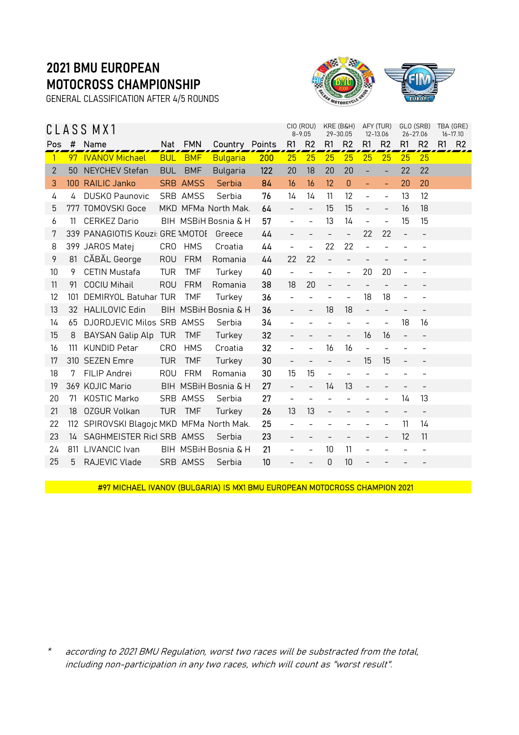# 2021 BMU EUROPEAN MOTOCROSS CHAMPIONSHIP

GENERAL CLASSIFICATION AFTER 4/5 ROUNDS

## CLASS MX1

| | | | | | | | CIO (ROU) 8-9.05 | | KRE (B&H) 29-30.05 | | AFY (TUR) 12-13.06 | | GLO (SRB) 26-27.06 | | TBA (GRE) 16-17.10 | |
|---|---|---|---|---|---|---|---|---|---|---|---|---|---|---|---|---|
| Pos | # | Name | Nat | FMN | Country | Points | R1 | R2 | R1 | R2 | R1 | R2 | R1 | R2 | R1 | R2 |
| 1 | 97 | IVANOV Michael | BUL | BMF | Bulgaria | 200 | 25 | 25 | 25 | 25 | 25 | 25 | 25 | 25 | | |
| 2 | 50 | NEYCHEV Stefan | BUL | BMF | Bulgaria | 122 | 20 | 18 | 20 | 20 | - | - | 22 | 22 | | |
| 3 | 100 | RAILIC Janko | SRB | AMSS | Serbia | 84 | 16 | 16 | 12 | 0 | - | - | 20 | 20 | | |
| 4 | 4 | DUSKO Paunovic | SRB | AMSS | Serbia | 76 | 14 | 14 | 11 | 12 | - | - | 13 | 12 | | |
| 5 | 777 | TOMOVSKI Goce | MKD | MFMa | North Mak. | 64 | - | - | 15 | 15 | - | - | 16 | 18 | | |
| 6 | 11 | CERKEZ Dario | BIH | MSBiH | Bosnia & H | 57 | - | - | 13 | 14 | - | - | 15 | 15 | | |
| 7 | 339 | PANAGIOTIS Kouzi | GRE | AMOTOE | Greece | 44 | - | - | - | - | 22 | 22 | - | - | | |
| 8 | 399 | JAROS Matej | CRO | HMS | Croatia | 44 | - | - | 22 | 22 | - | - | - | - | | |
| 9 | 81 | CĂBĂL George | ROU | FRM | Romania | 44 | 22 | 22 | - | - | - | - | - | - | | |
| 10 | 9 | CETIN Mustafa | TUR | TMF | Turkey | 40 | - | - | - | - | 20 | 20 | - | - | | |
| 11 | 91 | COCIU Mihail | ROU | FRM | Romania | 38 | 18 | 20 | - | - | - | - | - | - | | |
| 12 | 101 | DEMIRYOL Batuhan | TUR | TMF | Turkey | 36 | - | - | - | - | 18 | 18 | - | - | | |
| 13 | 32 | HALILOVIC Edin | BIH | MSBiH | Bosnia & H | 36 | - | - | 18 | 18 | - | - | - | - | | |
| 14 | 65 | DJORDJEVIC Milos | SRB | AMSS | Serbia | 34 | - | - | - | - | - | - | 18 | 16 | | |
| 15 | 8 | BAYSAN Galip Alp | TUR | TMF | Turkey | 32 | - | - | - | - | 16 | 16 | - | - | | |
| 16 | 111 | KUNDID Petar | CRO | HMS | Croatia | 32 | - | - | 16 | 16 | - | - | - | - | | |
| 17 | 310 | SEZEN Emre | TUR | TMF | Turkey | 30 | - | - | - | - | 15 | 15 | - | - | | |
| 18 | 7 | FILIP Andrei | ROU | FRM | Romania | 30 | 15 | 15 | - | - | - | - | - | - | | |
| 19 | 369 | KOJIC Mario | BIH | MSBiH | Bosnia & H | 27 | - | - | 14 | 13 | - | - | - | - | | |
| 20 | 71 | KOSTIC Marko | SRB | AMSS | Serbia | 27 | - | - | - | - | - | - | 14 | 13 | | |
| 21 | 18 | OZGUR Volkan | TUR | TMF | Turkey | 26 | 13 | 13 | - | - | - | - | - | - | | |
| 22 | 112 | SPIROVSKI Blagojc | MKD | MFMa | North Mak. | 25 | - | - | - | - | - | - | 11 | 14 | | |
| 23 | 14 | SAGHMEISTER Ricl | SRB | AMSS | Serbia | 23 | - | - | - | - | - | - | 12 | 11 | | |
| 24 | 811 | LIVANCIC Ivan | BIH | MSBiH | Bosnia & H | 21 | - | - | 10 | 11 | - | - | - | - | | |
| 25 | 5 | RAJEVIC Vlade | SRB | AMSS | Serbia | 10 | - | - | 0 | 10 | - | - | - | - | | |

#97 MICHAEL IVANOV (BULGARIA) IS MX1 BMU EUROPEAN MOTOCROSS CHAMPION 2021

\* *according to 2021 BMU Regulation, worst two races will be substracted from the total, including non-participation in any two races, which will count as "worst result".*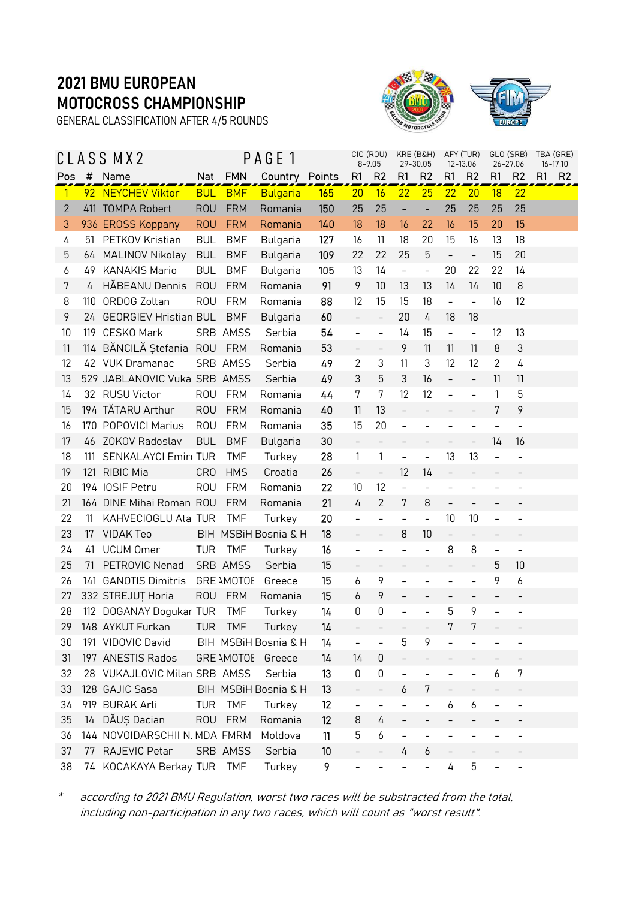# 2021 BMU EUROPEAN MOTOCROSS CHAMPIONSHIP

GENERAL CLASSIFICATION AFTER 4/5 ROUNDS

## CLASS MX2 PAGE 1

| | | | | | | | CIO (ROU) 8-9.05 | | KRE (B&H) 29-30.05 | | AFY (TUR) 12-13.06 | | GLO (SRB) 26-27.06 | | TBA (GRE) 16-17.10 | |
|---|---|---|---|---|---|---|---|---|---|---|---|---|---|---|---|---|
| Pos | # | Name | Nat | FMN | Country | Points | R1 | R2 | R1 | R2 | R1 | R2 | R1 | R2 | R1 | R2 |
| 1 | 92 | NEYCHEV Viktor | BUL | BMF | Bulgaria | 165 | 20 | 16 | 22 | 25 | 22 | 20 | 18 | 22 | | |
| 2 | 411 | TOMPA Robert | ROU | FRM | Romania | 150 | 25 | 25 | - | - | 25 | 25 | 25 | 25 | | |
| 3 | 936 | EROSS Koppany | ROU | FRM | Romania | 140 | 18 | 18 | 16 | 22 | 16 | 15 | 20 | 15 | | |
| 4 | 51 | PETKOV Kristian | BUL | BMF | Bulgaria | 127 | 16 | 11 | 18 | 20 | 15 | 16 | 13 | 18 | | |
| 5 | 64 | MALINOV Nikolay | BUL | BMF | Bulgaria | 109 | 22 | 22 | 25 | 5 | - | - | 15 | 20 | | |
| 6 | 49 | KANAKIS Mario | BUL | BMF | Bulgaria | 105 | 13 | 14 | - | - | 20 | 22 | 22 | 14 | | |
| 7 | 4 | HĂBEANU Dennis | ROU | FRM | Romania | 91 | 9 | 10 | 13 | 13 | 14 | 14 | 10 | 8 | | |
| 8 | 110 | ORDOG Zoltan | ROU | FRM | Romania | 88 | 12 | 15 | 15 | 18 | - | - | 16 | 12 | | |
| 9 | 24 | GEORGIEV Hristian | BUL | BMF | Bulgaria | 60 | - | - | 20 | 4 | 18 | 18 | | | | |
| 10 | 119 | CESKO Mark | SRB | AMSS | Serbia | 54 | - | - | 14 | 15 | - | - | 12 | 13 | | |
| 11 | 114 | BĂNCILĂ Ștefania | ROU | FRM | Romania | 53 | - | - | 9 | 11 | 11 | 11 | 8 | 3 | | |
| 12 | 42 | VUK Dramanac | SRB | AMSS | Serbia | 49 | 2 | 3 | 11 | 3 | 12 | 12 | 2 | 4 | | |
| 13 | 529 | JABLANOVIC Vuka | SRB | AMSS | Serbia | 49 | 3 | 5 | 3 | 16 | - | - | 11 | 11 | | |
| 14 | 32 | RUSU Victor | ROU | FRM | Romania | 44 | 7 | 7 | 12 | 12 | - | - | 1 | 5 | | |
| 15 | 194 | TĂTARU Arthur | ROU | FRM | Romania | 40 | 11 | 13 | - | - | - | - | 7 | 9 | | |
| 16 | 170 | POPOVICI Marius | ROU | FRM | Romania | 35 | 15 | 20 | - | - | - | - | - | - | | |
| 17 | 46 | ZOKOV Radoslav | BUL | BMF | Bulgaria | 30 | - | - | - | - | - | - | 14 | 16 | | |
| 18 | 111 | SENKALAYCI Emir | TUR | TMF | Turkey | 28 | 1 | 1 | - | - | 13 | 13 | - | - | | |
| 19 | 121 | RIBIC Mia | CRO | HMS | Croatia | 26 | - | - | 12 | 14 | - | - | - | - | | |
| 20 | 194 | IOSIF Petru | ROU | FRM | Romania | 22 | 10 | 12 | - | - | - | - | - | - | | |
| 21 | 164 | DINE Mihai Roman | ROU | FRM | Romania | 21 | 4 | 2 | 7 | 8 | - | - | - | - | | |
| 22 | 11 | KAHVECIOGLU Ata | TUR | TMF | Turkey | 20 | - | - | - | - | 10 | 10 | - | - | | |
| 23 | 17 | VIDAK Teo | BIH | MSBiH | Bosnia & H | 18 | - | - | 8 | 10 | - | - | - | - | | |
| 24 | 41 | UCUM Omer | TUR | TMF | Turkey | 16 | - | - | - | - | 8 | 8 | - | - | | |
| 25 | 71 | PETROVIC Nenad | SRB | AMSS | Serbia | 15 | - | - | - | - | - | - | 5 | 10 | | |
| 26 | 141 | GANOTIS Dimitris | GRE | AMOTOE | Greece | 15 | 6 | 9 | - | - | - | - | 9 | 6 | | |
| 27 | 332 | STREJUȚ Horia | ROU | FRM | Romania | 15 | 6 | 9 | - | - | - | - | - | - | | |
| 28 | 112 | DOGANAY Dogukar | TUR | TMF | Turkey | 14 | 0 | 0 | - | - | 5 | 9 | - | - | | |
| 29 | 148 | AYKUT Furkan | TUR | TMF | Turkey | 14 | - | - | - | - | 7 | 7 | - | - | | |
| 30 | 191 | VIDOVIC David | BIH | MSBiH | Bosnia & H | 14 | - | - | 5 | 9 | - | - | - | - | | |
| 31 | 197 | ANESTIS Rados | GRE | AMOTOE | Greece | 14 | 14 | 0 | - | - | - | - | - | - | | |
| 32 | 28 | VUKAJLOVIC Milan | SRB | AMSS | Serbia | 13 | 0 | 0 | - | - | - | - | 6 | 7 | | |
| 33 | 128 | GAJIC Sasa | BIH | MSBiH | Bosnia & H | 13 | - | - | 6 | 7 | - | - | - | - | | |
| 34 | 919 | BURAK Arli | TUR | TMF | Turkey | 12 | - | - | - | - | 6 | 6 | - | - | | |
| 35 | 14 | DĂUȘ Dacian | ROU | FRM | Romania | 12 | 8 | 4 | - | - | - | - | - | - | | |
| 36 | 144 | NOVOIDARSCHII N. | MDA | FMRM | Moldova | 11 | 5 | 6 | - | - | - | - | - | - | | |
| 37 | 77 | RAJEVIC Petar | SRB | AMSS | Serbia | 10 | - | - | 4 | 6 | - | - | - | - | | |
| 38 | 74 | KOCAKAYA Berkay | TUR | TMF | Turkey | 9 | - | - | - | - | 4 | 5 | - | - | | |

\* *according to 2021 BMU Regulation, worst two races will be substracted from the total, including non-participation in any two races, which will count as "worst result".*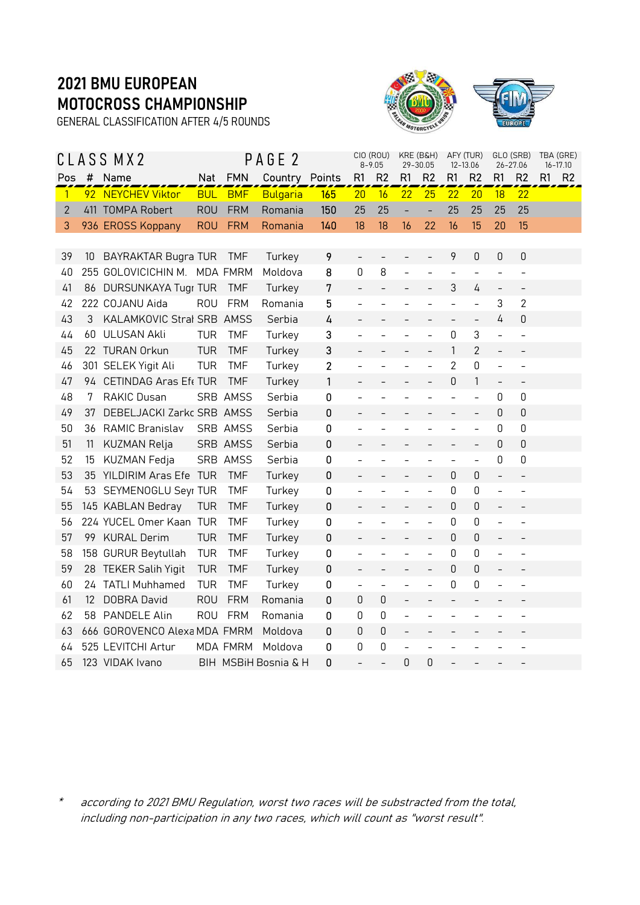# 2021 BMU EUROPEAN MOTOCROSS CHAMPIONSHIP

GENERAL CLASSIFICATION AFTER 4/5 ROUNDS

## CLASS MX2 — PAGE 2

| | | | | | | | CIO (ROU) 8-9.05 | | KRE (B&H) 29-30.05 | | AFY (TUR) 12-13.06 | | GLO (SRB) 26-27.06 | | TBA (GRE) 16-17.10 | |
|---|---|---|---|---|---|---|---|---|---|---|---|---|---|---|---|---|
| Pos | # | Name | Nat | FMN | Country | Points | R1 | R2 | R1 | R2 | R1 | R2 | R1 | R2 | R1 | R2 |
| 1 | 92 | NEYCHEV Viktor | BUL | BMF | Bulgaria | 165 | 20 | 16 | 22 | 25 | 22 | 20 | 18 | 22 | | |
| 2 | 411 | TOMPA Robert | ROU | FRM | Romania | 150 | 25 | 25 | - | - | 25 | 25 | 25 | 25 | | |
| 3 | 936 | EROSS Koppany | ROU | FRM | Romania | 140 | 18 | 18 | 16 | 22 | 16 | 15 | 20 | 15 | | |
| 39 | 10 | BAYRAKTAR Bugra | TUR | TMF | Turkey | 9 | - | - | - | - | 9 | 0 | 0 | 0 | | |
| 40 | 255 | GOLOVICICHIN M. | MDA | FMRM | Moldova | 8 | 0 | 8 | - | - | - | - | - | - | | |
| 41 | 86 | DURSUNKAYA Tugr | TUR | TMF | Turkey | 7 | - | - | - | - | 3 | 4 | - | - | | |
| 42 | 222 | COJANU Aida | ROU | FRM | Romania | 5 | - | - | - | - | - | - | 3 | 2 | | |
| 43 | 3 | KALAMKOVIC Strał | SRB | AMSS | Serbia | 4 | - | - | - | - | - | - | 4 | 0 | | |
| 44 | 60 | ULUSAN Akli | TUR | TMF | Turkey | 3 | - | - | - | - | 0 | 3 | - | - | | |
| 45 | 22 | TURAN Orkun | TUR | TMF | Turkey | 3 | - | - | - | - | 1 | 2 | - | - | | |
| 46 | 301 | SELEK Yigit Ali | TUR | TMF | Turkey | 2 | - | - | - | - | 2 | 0 | - | - | | |
| 47 | 94 | CETINDAG Aras Efe | TUR | TMF | Turkey | 1 | - | - | - | - | 0 | 1 | - | - | | |
| 48 | 7 | RAKIC Dusan | SRB | AMSS | Serbia | 0 | - | - | - | - | - | - | 0 | 0 | | |
| 49 | 37 | DEBELJACKI Zarko | SRB | AMSS | Serbia | 0 | - | - | - | - | - | - | 0 | 0 | | |
| 50 | 36 | RAMIC Branislav | SRB | AMSS | Serbia | 0 | - | - | - | - | - | - | 0 | 0 | | |
| 51 | 11 | KUZMAN Relja | SRB | AMSS | Serbia | 0 | - | - | - | - | - | - | 0 | 0 | | |
| 52 | 15 | KUZMAN Fedja | SRB | AMSS | Serbia | 0 | - | - | - | - | - | - | 0 | 0 | | |
| 53 | 35 | YILDIRIM Aras Efe | TUR | TMF | Turkey | 0 | - | - | - | - | 0 | 0 | - | - | | |
| 54 | 53 | SEYMENOGLU Seyı | TUR | TMF | Turkey | 0 | - | - | - | - | 0 | 0 | - | - | | |
| 55 | 145 | KABLAN Bedray | TUR | TMF | Turkey | 0 | - | - | - | - | 0 | 0 | - | - | | |
| 56 | 224 | YUCEL Omer Kaan | TUR | TMF | Turkey | 0 | - | - | - | - | 0 | 0 | - | - | | |
| 57 | 99 | KURAL Derim | TUR | TMF | Turkey | 0 | - | - | - | - | 0 | 0 | - | - | | |
| 58 | 158 | GURUR Beytullah | TUR | TMF | Turkey | 0 | - | - | - | - | 0 | 0 | - | - | | |
| 59 | 28 | TEKER Salih Yigit | TUR | TMF | Turkey | 0 | - | - | - | - | 0 | 0 | - | - | | |
| 60 | 24 | TATLI Muhhamed | TUR | TMF | Turkey | 0 | - | - | - | - | 0 | 0 | - | - | | |
| 61 | 12 | DOBRA David | ROU | FRM | Romania | 0 | 0 | 0 | - | - | - | - | - | - | | |
| 62 | 58 | PANDELE Alin | ROU | FRM | Romania | 0 | 0 | 0 | - | - | - | - | - | - | | |
| 63 | 666 | GOROVENCO Alexa | MDA | FMRM | Moldova | 0 | 0 | 0 | - | - | - | - | - | - | | |
| 64 | 525 | LEVITCHI Artur | MDA | FMRM | Moldova | 0 | 0 | 0 | - | - | - | - | - | - | | |
| 65 | 123 | VIDAK Ivano | BIH | MSBiH | Bosnia & H | 0 | - | - | 0 | 0 | - | - | - | - | | |

\* *according to 2021 BMU Regulation, worst two races will be substracted from the total, including non-participation in any two races, which will count as "worst result".*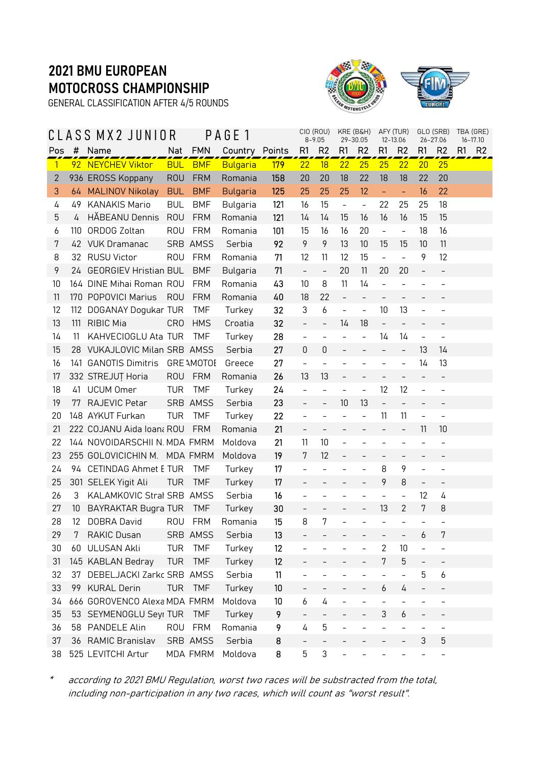# 2021 BMU EUROPEAN MOTOCROSS CHAMPIONSHIP

GENERAL CLASSIFICATION AFTER 4/5 ROUNDS

| CLASS MX2 JUNIOR | | PAGE 1 | | | | | CIO (ROU) 8-9.05 | | KRE (B&H) 29-30.05 | | AFY (TUR) 12-13.06 | | GLO (SRB) 26-27.06 | | TBA (GRE) 16-17.10 | |
|---|---|---|---|---|---|---|---|---|---|---|---|---|---|---|---|---|
| Pos | # | Name | Nat | FMN | Country | Points | R1 | R2 | R1 | R2 | R1 | R2 | R1 | R2 | R1 | R2 |
| 1 | 92 | NEYCHEV Viktor | BUL | BMF | Bulgaria | 179 | 22 | 18 | 22 | 25 | 25 | 22 | 20 | 25 | | |
| 2 | 936 | EROSS Koppany | ROU | FRM | Romania | 158 | 20 | 20 | 18 | 22 | 18 | 18 | 22 | 20 | | |
| 3 | 64 | MALINOV Nikolay | BUL | BMF | Bulgaria | 125 | 25 | 25 | 25 | 12 | - | - | 16 | 22 | | |
| 4 | 49 | KANAKIS Mario | BUL | BMF | Bulgaria | 121 | 16 | 15 | - | - | 22 | 25 | 25 | 18 | | |
| 5 | 4 | HĂBEANU Dennis | ROU | FRM | Romania | 121 | 14 | 14 | 15 | 16 | 16 | 16 | 15 | 15 | | |
| 6 | 110 | ORDOG Zoltan | ROU | FRM | Romania | 101 | 15 | 16 | 16 | 20 | - | - | 18 | 16 | | |
| 7 | 42 | VUK Dramanac | SRB | AMSS | Serbia | 92 | 9 | 9 | 13 | 10 | 15 | 15 | 10 | 11 | | |
| 8 | 32 | RUSU Victor | ROU | FRM | Romania | 71 | 12 | 11 | 12 | 15 | - | - | 9 | 12 | | |
| 9 | 24 | GEORGIEV Hristian | BUL | BMF | Bulgaria | 71 | - | - | 20 | 11 | 20 | 20 | - | - | | |
| 10 | 164 | DINE Mihai Roman | ROU | FRM | Romania | 43 | 10 | 8 | 11 | 14 | - | - | - | - | | |
| 11 | 170 | POPOVICI Marius | ROU | FRM | Romania | 40 | 18 | 22 | - | - | - | - | - | - | | |
| 12 | 112 | DOGANAY Dogukar | TUR | TMF | Turkey | 32 | 3 | 6 | - | - | 10 | 13 | - | - | | |
| 13 | 111 | RIBIC Mia | CRO | HMS | Croatia | 32 | - | - | 14 | 18 | - | - | - | - | | |
| 14 | 11 | KAHVECIOGLU Ata | TUR | TMF | Turkey | 28 | - | - | - | - | 14 | 14 | - | - | | |
| 15 | 28 | VUKAJLOVIC Milan | SRB | AMSS | Serbia | 27 | 0 | 0 | - | - | - | - | 13 | 14 | | |
| 16 | 141 | GANOTIS Dimitris | GRE | AMOTOE | Greece | 27 | - | - | - | - | - | - | 14 | 13 | | |
| 17 | 332 | STREJUȚ Horia | ROU | FRM | Romania | 26 | 13 | 13 | - | - | - | - | - | - | | |
| 18 | 41 | UCUM Omer | TUR | TMF | Turkey | 24 | - | - | - | - | 12 | 12 | - | - | | |
| 19 | 77 | RAJEVIC Petar | SRB | AMSS | Serbia | 23 | - | - | 10 | 13 | - | - | - | - | | |
| 20 | 148 | AYKUT Furkan | TUR | TMF | Turkey | 22 | - | - | - | - | 11 | 11 | - | - | | |
| 21 | 222 | COJANU Aida Ioana | ROU | FRM | Romania | 21 | - | - | - | - | - | - | 11 | 10 | | |
| 22 | 144 | NOVOIDARSCHII N. | MDA | FMRM | Moldova | 21 | 11 | 10 | - | - | - | - | - | - | | |
| 23 | 255 | GOLOVICICHIN M. | MDA | FMRM | Moldova | 19 | 7 | 12 | - | - | - | - | - | - | | |
| 24 | 94 | CETINDAG Ahmet E | TUR | TMF | Turkey | 17 | - | - | - | - | 8 | 9 | - | - | | |
| 25 | 301 | SELEK Yigit Ali | TUR | TMF | Turkey | 17 | - | - | - | - | 9 | 8 | - | - | | |
| 26 | 3 | KALAMKOVIC Strahl | SRB | AMSS | Serbia | 16 | - | - | - | - | - | - | 12 | 4 | | |
| 27 | 10 | BAYRAKTAR Bugra | TUR | TMF | Turkey | 30 | - | - | - | - | 13 | 2 | 7 | 8 | | |
| 28 | 12 | DOBRA David | ROU | FRM | Romania | 15 | 8 | 7 | - | - | - | - | - | - | | |
| 29 | 7 | RAKIC Dusan | SRB | AMSS | Serbia | 13 | - | - | - | - | - | - | 6 | 7 | | |
| 30 | 60 | ULUSAN Akli | TUR | TMF | Turkey | 12 | - | - | - | - | 2 | 10 | - | - | | |
| 31 | 145 | KABLAN Bedray | TUR | TMF | Turkey | 12 | - | - | - | - | 7 | 5 | - | - | | |
| 32 | 37 | DEBELJACKI Zarko | SRB | AMSS | Serbia | 11 | - | - | - | - | - | - | 5 | 6 | | |
| 33 | 99 | KURAL Derin | TUR | TMF | Turkey | 10 | - | - | - | - | 6 | 4 | - | - | | |
| 34 | 666 | GOROVENCO Alexa | MDA | FMRM | Moldova | 10 | 6 | 4 | - | - | - | - | - | - | | |
| 35 | 53 | SEYMENOGLU Seyı | TUR | TMF | Turkey | 9 | - | - | - | - | 3 | 6 | - | - | | |
| 36 | 58 | PANDELE Alin | ROU | FRM | Romania | 9 | 4 | 5 | - | - | - | - | - | - | | |
| 37 | 36 | RAMIC Branislav | SRB | AMSS | Serbia | 8 | - | - | - | - | - | - | 3 | 5 | | |
| 38 | 525 | LEVITCHI Artur | MDA | FMRM | Moldova | 8 | 5 | 3 | - | - | - | - | - | - | | |

\* *according to 2021 BMU Regulation, worst two races will be substracted from the total, including non-participation in any two races, which will count as "worst result".*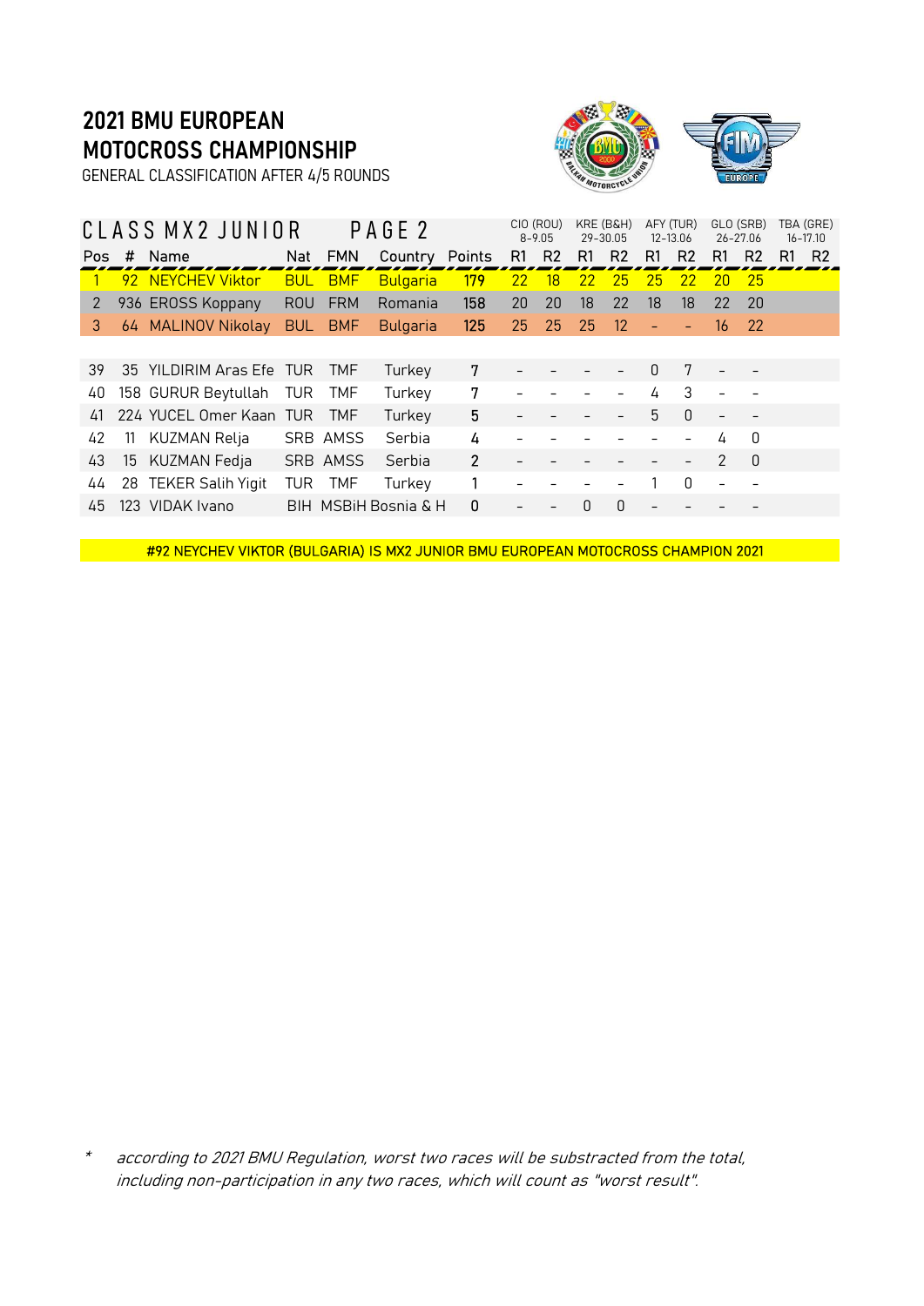# 2021 BMU EUROPEAN MOTOCROSS CHAMPIONSHIP

GENERAL CLASSIFICATION AFTER 4/5 ROUNDS

## CLASS MX2 JUNIOR PAGE 2

| | | | | | | | CIO (ROU) 8-9.05 | | KRE (B&H) 29-30.05 | | AFY (TUR) 12-13.06 | | GLO (SRB) 26-27.06 | | TBA (GRE) 16-17.10 | |
|---|---|---|---|---|---|---|---|---|---|---|---|---|---|---|---|---|
| Pos | # | Name | Nat | FMN | Country | Points | R1 | R2 | R1 | R2 | R1 | R2 | R1 | R2 | R1 | R2 |
| 1 | 92 | NEYCHEV Viktor | BUL | BMF | Bulgaria | 179 | 22 | 18 | 22 | 25 | 25 | 22 | 20 | 25 | | |
| 2 | 936 | EROSS Koppany | ROU | FRM | Romania | 158 | 20 | 20 | 18 | 22 | 18 | 18 | 22 | 20 | | |
| 3 | 64 | MALINOV Nikolay | BUL | BMF | Bulgaria | 125 | 25 | 25 | 25 | 12 | - | - | 16 | 22 | | |
| 39 | 35 | YILDIRIM Aras Efe | TUR | TMF | Turkey | 7 | - | - | - | - | 0 | 7 | - | - | | |
| 40 | 158 | GURUR Beytullah | TUR | TMF | Turkey | 7 | - | - | - | - | 4 | 3 | - | - | | |
| 41 | 224 | YUCEL Omer Kaan | TUR | TMF | Turkey | 5 | - | - | - | - | 5 | 0 | - | - | | |
| 42 | 11 | KUZMAN Relja | SRB | AMSS | Serbia | 4 | - | - | - | - | - | - | 4 | 0 | | |
| 43 | 15 | KUZMAN Fedja | SRB | AMSS | Serbia | 2 | - | - | - | - | - | - | 2 | 0 | | |
| 44 | 28 | TEKER Salih Yigit | TUR | TMF | Turkey | 1 | - | - | - | - | 1 | 0 | - | - | | |
| 45 | 123 | VIDAK Ivano | BIH | MSBiH | Bosnia & H | 0 | - | - | 0 | 0 | - | - | - | - | | |

#92 NEYCHEV VIKTOR (BULGARIA) IS MX2 JUNIOR BMU EUROPEAN MOTOCROSS CHAMPION 2021

\* *according to 2021 BMU Regulation, worst two races will be substracted from the total, including non-participation in any two races, which will count as "worst result".*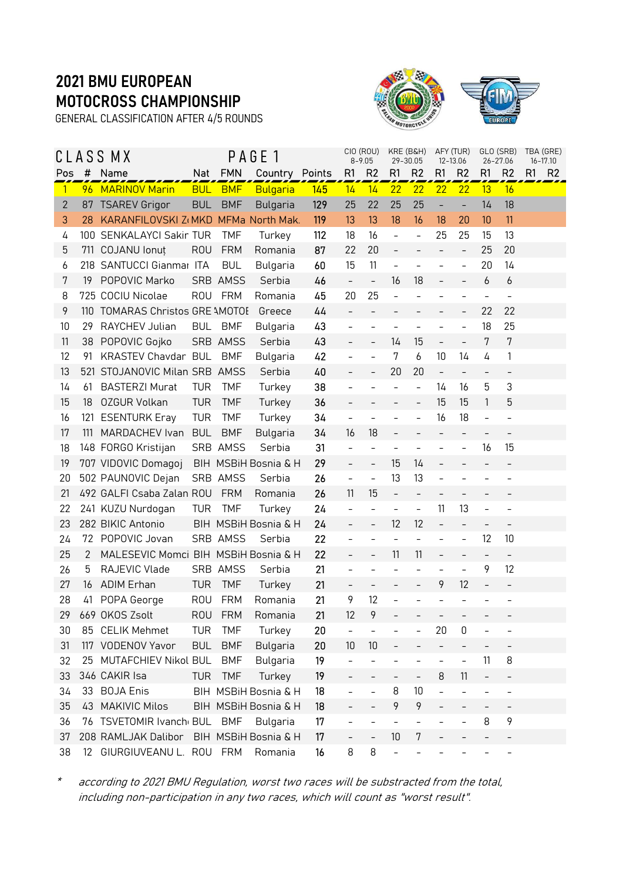# 2021 BMU EUROPEAN MOTOCROSS CHAMPIONSHIP

GENERAL CLASSIFICATION AFTER 4/5 ROUNDS

## CLASS MX PAGE 1

| | | | | | | | CIO (ROU) 8-9.05 | | KRE (B&H) 29-30.05 | | AFY (TUR) 12-13.06 | | GLO (SRB) 26-27.06 | | TBA (GRE) 16-17.10 | |
|---|---|---|---|---|---|---|---|---|---|---|---|---|---|---|---|---|
| Pos | # | Name | Nat | FMN | Country | Points | R1 | R2 | R1 | R2 | R1 | R2 | R1 | R2 | R1 | R2 |
| 1 | 96 | MARINOV Marin | BUL | BMF | Bulgaria | 145 | 14 | 14 | 22 | 22 | 22 | 22 | 13 | 16 | | |
| 2 | 87 | TSAREV Grigor | BUL | BMF | Bulgaria | 129 | 25 | 22 | 25 | 25 | - | - | 14 | 18 | | |
| 3 | 28 | KARANFILOVSKI Z | MKD | MFMa | North Mak. | 119 | 13 | 13 | 18 | 16 | 18 | 20 | 10 | 11 | | |
| 4 | 100 | SENKALAYCI Sakir | TUR | TMF | Turkey | 112 | 18 | 16 | - | - | 25 | 25 | 15 | 13 | | |
| 5 | 711 | COJANU Ionuț | ROU | FRM | Romania | 87 | 22 | 20 | - | - | - | - | 25 | 20 | | |
| 6 | 218 | SANTUCCI Gianmar | ITA | BUL | Bulgaria | 60 | 15 | 11 | - | - | - | - | 20 | 14 | | |
| 7 | 19 | POPOVIC Marko | SRB | AMSS | Serbia | 46 | - | - | 16 | 18 | - | - | 6 | 6 | | |
| 8 | 725 | COCIU Nicolae | ROU | FRM | Romania | 45 | 20 | 25 | - | - | - | - | - | - | | |
| 9 | 110 | TOMARAS Christos | GRE | MOTOE | Greece | 44 | - | - | - | - | - | - | 22 | 22 | | |
| 10 | 29 | RAYCHEV Julian | BUL | BMF | Bulgaria | 43 | - | - | - | - | - | - | 18 | 25 | | |
| 11 | 38 | POPOVIC Gojko | SRB | AMSS | Serbia | 43 | - | - | 14 | 15 | - | - | 7 | 7 | | |
| 12 | 91 | KRASTEV Chavdar | BUL | BMF | Bulgaria | 42 | - | - | 7 | 6 | 10 | 14 | 4 | 1 | | |
| 13 | 521 | STOJANOVIC Milan | SRB | AMSS | Serbia | 40 | - | - | 20 | 20 | - | - | - | - | | |
| 14 | 61 | BASTERZI Murat | TUR | TMF | Turkey | 38 | - | - | - | - | 14 | 16 | 5 | 3 | | |
| 15 | 18 | OZGUR Volkan | TUR | TMF | Turkey | 36 | - | - | - | - | 15 | 15 | 1 | 5 | | |
| 16 | 121 | ESENTURK Eray | TUR | TMF | Turkey | 34 | - | - | - | - | 16 | 18 | - | - | | |
| 17 | 111 | MARDACHEV Ivan | BUL | BMF | Bulgaria | 34 | 16 | 18 | - | - | - | - | - | - | | |
| 18 | 148 | FORGO Kristijan | SRB | AMSS | Serbia | 31 | - | - | - | - | - | - | 16 | 15 | | |
| 19 | 707 | VIDOVIC Domagoj | BIH | MSBiH | Bosnia & H | 29 | - | - | 15 | 14 | - | - | - | - | | |
| 20 | 502 | PAUNOVIC Dejan | SRB | AMSS | Serbia | 26 | - | - | 13 | 13 | - | - | - | - | | |
| 21 | 492 | GALFI Csaba Zalan | ROU | FRM | Romania | 26 | 11 | 15 | - | - | - | - | - | - | | |
| 22 | 241 | KUZU Nurdogan | TUR | TMF | Turkey | 24 | - | - | - | - | 11 | 13 | - | - | | |
| 23 | 282 | BIKIC Antonio | BIH | MSBiH | Bosnia & H | 24 | - | - | 12 | 12 | - | - | - | - | | |
| 24 | 72 | POPOVIC Jovan | SRB | AMSS | Serbia | 22 | - | - | - | - | - | - | 12 | 10 | | |
| 25 | 2 | MALESEVIC Momci | BIH | MSBiH | Bosnia & H | 22 | - | - | 11 | 11 | - | - | - | - | | |
| 26 | 5 | RAJEVIC Vlade | SRB | AMSS | Serbia | 21 | - | - | - | - | - | - | 9 | 12 | | |
| 27 | 16 | ADIM Erhan | TUR | TMF | Turkey | 21 | - | - | - | - | 9 | 12 | - | - | | |
| 28 | 41 | POPA George | ROU | FRM | Romania | 21 | 9 | 12 | - | - | - | - | - | - | | |
| 29 | 669 | OKOS Zsolt | ROU | FRM | Romania | 21 | 12 | 9 | - | - | - | - | - | - | | |
| 30 | 85 | CELIK Mehmet | TUR | TMF | Turkey | 20 | - | - | - | - | 20 | 0 | - | - | | |
| 31 | 117 | VODENOV Yavor | BUL | BMF | Bulgaria | 20 | 10 | 10 | - | - | - | - | - | - | | |
| 32 | 25 | MUTAFCHIEV Nikol | BUL | BMF | Bulgaria | 19 | - | - | - | - | - | - | 11 | 8 | | |
| 33 | 346 | CAKIR Isa | TUR | TMF | Turkey | 19 | - | - | - | - | 8 | 11 | - | - | | |
| 34 | 33 | BOJA Enis | BIH | MSBiH | Bosnia & H | 18 | - | - | 8 | 10 | - | - | - | - | | |
| 35 | 43 | MAKIVIC Milos | BIH | MSBiH | Bosnia & H | 18 | - | - | 9 | 9 | - | - | - | - | | |
| 36 | 76 | TSVETOMIR Ivanch | BUL | BMF | Bulgaria | 17 | - | - | - | - | - | - | 8 | 9 | | |
| 37 | 208 | RAMLJAK Dalibor | BIH | MSBiH | Bosnia & H | 17 | - | - | 10 | 7 | - | - | - | - | | |
| 38 | 12 | GIURGIUVEANU L. | ROU | FRM | Romania | 16 | 8 | 8 | - | - | - | - | - | - | | |

\* *according to 2021 BMU Regulation, worst two races will be substracted from the total, including non-participation in any two races, which will count as "worst result".*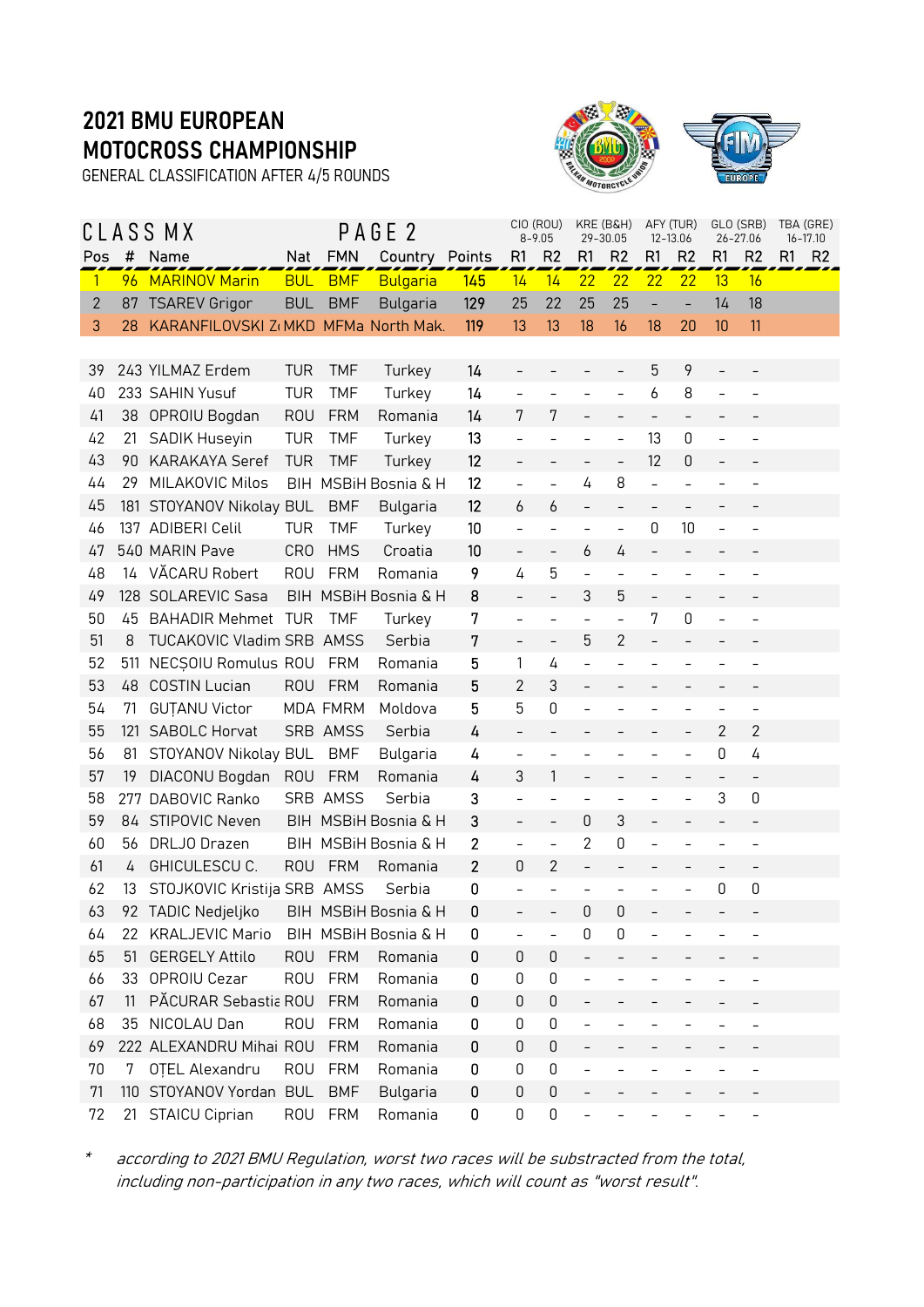# 2021 BMU EUROPEAN MOTOCROSS CHAMPIONSHIP

GENERAL CLASSIFICATION AFTER 4/5 ROUNDS

## CLASS MX — PAGE 2

| | | | | | | | CIO (ROU) 8-9.05 | | KRE (B&H) 29-30.05 | | AFY (TUR) 12-13.06 | | GLO (SRB) 26-27.06 | | TBA (GRE) 16-17.10 | |
|---|---|---|---|---|---|---|---|---|---|---|---|---|---|---|---|---|
| Pos | # | Name | Nat | FMN | Country | Points | R1 | R2 | R1 | R2 | R1 | R2 | R1 | R2 | R1 | R2 |
| 1 | 96 | MARINOV Marin | BUL | BMF | Bulgaria | 145 | 14 | 14 | 22 | 22 | 22 | 22 | 13 | 16 | | |
| 2 | 87 | TSAREV Grigor | BUL | BMF | Bulgaria | 129 | 25 | 22 | 25 | 25 | - | - | 14 | 18 | | |
| 3 | 28 | KARANFILOVSKI Z | MKD | MFMa | North Mak. | 119 | 13 | 13 | 18 | 16 | 18 | 20 | 10 | 11 | | |
| 39 | 243 | YILMAZ Erdem | TUR | TMF | Turkey | 14 | - | - | - | - | 5 | 9 | - | - | | |
| 40 | 233 | SAHIN Yusuf | TUR | TMF | Turkey | 14 | - | - | - | - | 6 | 8 | - | - | | |
| 41 | 38 | OPROIU Bogdan | ROU | FRM | Romania | 14 | 7 | 7 | - | - | - | - | - | - | | |
| 42 | 21 | SADIK Huseyin | TUR | TMF | Turkey | 13 | - | - | - | - | 13 | 0 | - | - | | |
| 43 | 90 | KARAKAYA Seref | TUR | TMF | Turkey | 12 | - | - | - | - | 12 | 0 | - | - | | |
| 44 | 29 | MILAKOVIC Milos | BIH | MSBiH | Bosnia & H | 12 | - | - | 4 | 8 | - | - | - | - | | |
| 45 | 181 | STOYANOV Nikolay | BUL | BMF | Bulgaria | 12 | 6 | 6 | - | - | - | - | - | - | | |
| 46 | 137 | ADIBERI Celil | TUR | TMF | Turkey | 10 | - | - | - | - | 0 | 10 | - | - | | |
| 47 | 540 | MARIN Pave | CRO | HMS | Croatia | 10 | - | - | 6 | 4 | - | - | - | - | | |
| 48 | 14 | VĂCARU Robert | ROU | FRM | Romania | 9 | 4 | 5 | - | - | - | - | - | - | | |
| 49 | 128 | SOLAREVIC Sasa | BIH | MSBiH | Bosnia & H | 8 | - | - | 3 | 5 | - | - | - | - | | |
| 50 | 45 | BAHADIR Mehmet | TUR | TMF | Turkey | 7 | - | - | - | - | 7 | 0 | - | - | | |
| 51 | 8 | TUCAKOVIC Vladim | SRB | AMSS | Serbia | 7 | - | - | 5 | 2 | - | - | - | - | | |
| 52 | 511 | NECȘOIU Romulus | ROU | FRM | Romania | 5 | 1 | 4 | - | - | - | - | - | - | | |
| 53 | 48 | COSTIN Lucian | ROU | FRM | Romania | 5 | 2 | 3 | - | - | - | - | - | - | | |
| 54 | 71 | GUȚANU Victor | MDA | FMRM | Moldova | 5 | 5 | 0 | - | - | - | - | - | - | | |
| 55 | 121 | SABOLC Horvat | SRB | AMSS | Serbia | 4 | - | - | - | - | - | - | 2 | 2 | | |
| 56 | 81 | STOYANOV Nikolay | BUL | BMF | Bulgaria | 4 | - | - | - | - | - | - | 0 | 4 | | |
| 57 | 19 | DIACONU Bogdan | ROU | FRM | Romania | 4 | 3 | 1 | - | - | - | - | - | - | | |
| 58 | 277 | DABOVIC Ranko | SRB | AMSS | Serbia | 3 | - | - | - | - | - | - | 3 | 0 | | |
| 59 | 84 | STIPOVIC Neven | BIH | MSBiH | Bosnia & H | 3 | - | - | 0 | 3 | - | - | - | - | | |
| 60 | 56 | DRLJO Drazen | BIH | MSBiH | Bosnia & H | 2 | - | - | 2 | 0 | - | - | - | - | | |
| 61 | 4 | GHICULESCU C. | ROU | FRM | Romania | 2 | 0 | 2 | - | - | - | - | - | - | | |
| 62 | 13 | STOJKOVIC Kristija | SRB | AMSS | Serbia | 0 | - | - | - | - | - | - | 0 | 0 | | |
| 63 | 92 | TADIC Nedjeljko | BIH | MSBiH | Bosnia & H | 0 | - | - | 0 | 0 | - | - | - | - | | |
| 64 | 22 | KRALJEVIC Mario | BIH | MSBiH | Bosnia & H | 0 | - | - | 0 | 0 | - | - | - | - | | |
| 65 | 51 | GERGELY Attilo | ROU | FRM | Romania | 0 | 0 | 0 | - | - | - | - | - | - | | |
| 66 | 33 | OPROIU Cezar | ROU | FRM | Romania | 0 | 0 | 0 | - | - | - | - | - | - | | |
| 67 | 11 | PĂCURAR Sebastia | ROU | FRM | Romania | 0 | 0 | 0 | - | - | - | - | - | - | | |
| 68 | 35 | NICOLAU Dan | ROU | FRM | Romania | 0 | 0 | 0 | - | - | - | - | - | - | | |
| 69 | 222 | ALEXANDRU Mihai | ROU | FRM | Romania | 0 | 0 | 0 | - | - | - | - | - | - | | |
| 70 | 7 | OȚEL Alexandru | ROU | FRM | Romania | 0 | 0 | 0 | - | - | - | - | - | - | | |
| 71 | 110 | STOYANOV Yordan | BUL | BMF | Bulgaria | 0 | 0 | 0 | - | - | - | - | - | - | | |
| 72 | 21 | STAICU Ciprian | ROU | FRM | Romania | 0 | 0 | 0 | - | - | - | - | - | - | | |

* *according to 2021 BMU Regulation, worst two races will be substracted from the total, including non-participation in any two races, which will count as "worst result".*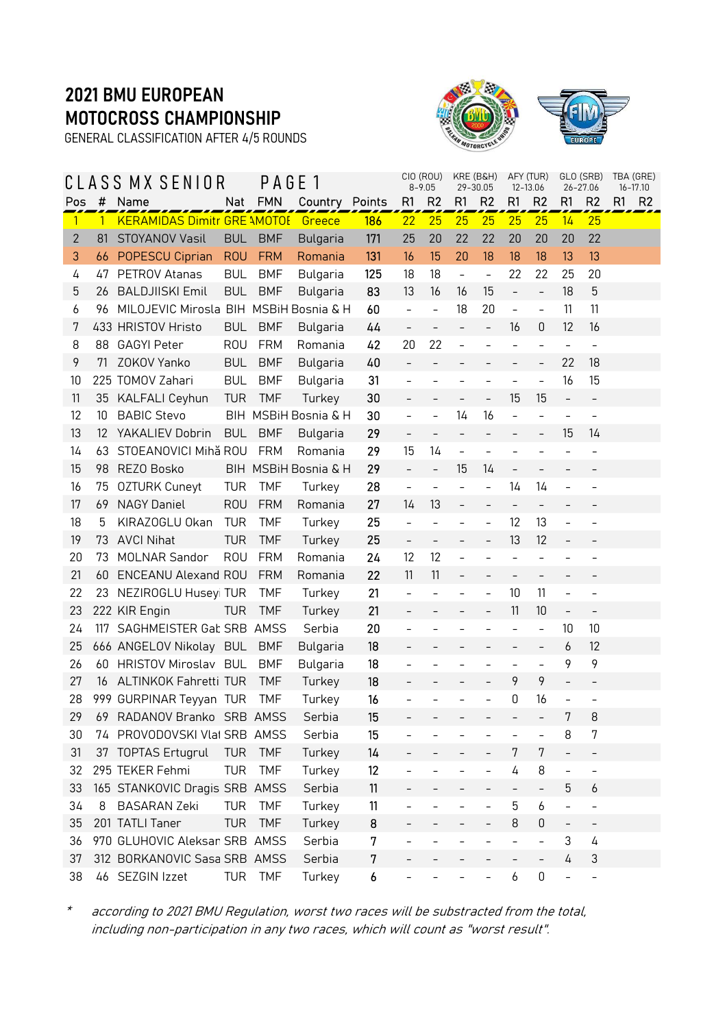# 2021 BMU EUROPEAN MOTOCROSS CHAMPIONSHIP

GENERAL CLASSIFICATION AFTER 4/5 ROUNDS

| CLASS MX SENIOR | | PAGE 1 | | | | | CIO (ROU) 8-9.05 | | KRE (B&H) 29-30.05 | | AFY (TUR) 12-13.06 | | GLO (SRB) 26-27.06 | | TBA (GRE) 16-17.10 | |
|---|---|---|---|---|---|---|---|---|---|---|---|---|---|---|---|---|
| Pos | # | Name | Nat | FMN | Country | Points | R1 | R2 | R1 | R2 | R1 | R2 | R1 | R2 | R1 | R2 |
| 1 | 1 | KERAMIDAS Dimitr | GRE | AMOTOE | Greece | 186 | 22 | 25 | 25 | 25 | 25 | 25 | 14 | 25 | | |
| 2 | 81 | STOYANOV Vasil | BUL | BMF | Bulgaria | 171 | 25 | 20 | 22 | 22 | 20 | 20 | 20 | 22 | | |
| 3 | 66 | POPESCU Ciprian | ROU | FRM | Romania | 131 | 16 | 15 | 20 | 18 | 18 | 18 | 13 | 13 | | |
| 4 | 47 | PETROV Atanas | BUL | BMF | Bulgaria | 125 | 18 | 18 | - | - | 22 | 22 | 25 | 20 | | |
| 5 | 26 | BALDJIISKI Emil | BUL | BMF | Bulgaria | 83 | 13 | 16 | 16 | 15 | - | - | 18 | 5 | | |
| 6 | 96 | MILOJEVIC Mirosla | BIH | MSBiH | Bosnia & H | 60 | - | - | 18 | 20 | - | - | 11 | 11 | | |
| 7 | 433 | HRISTOV Hristo | BUL | BMF | Bulgaria | 44 | - | - | - | - | 16 | 0 | 12 | 16 | | |
| 8 | 88 | GAGYI Peter | ROU | FRM | Romania | 42 | 20 | 22 | - | - | - | - | - | - | | |
| 9 | 71 | ZOKOV Yanko | BUL | BMF | Bulgaria | 40 | - | - | - | - | - | - | 22 | 18 | | |
| 10 | 225 | TOMOV Zahari | BUL | BMF | Bulgaria | 31 | - | - | - | - | - | - | 16 | 15 | | |
| 11 | 35 | KALFALI Ceyhun | TUR | TMF | Turkey | 30 | - | - | - | - | 15 | 15 | - | - | | |
| 12 | 10 | BABIC Stevo | BIH | MSBiH | Bosnia & H | 30 | - | - | 14 | 16 | - | - | - | - | | |
| 13 | 12 | YAKALIEV Dobrin | BUL | BMF | Bulgaria | 29 | - | - | - | - | - | - | 15 | 14 | | |
| 14 | 63 | STOEANOVICI Mihă | ROU | FRM | Romania | 29 | 15 | 14 | - | - | - | - | - | - | | |
| 15 | 98 | REZO Bosko | BIH | MSBiH | Bosnia & H | 29 | - | - | 15 | 14 | - | - | - | - | | |
| 16 | 75 | OZTURK Cuneyt | TUR | TMF | Turkey | 28 | - | - | - | - | 14 | 14 | - | - | | |
| 17 | 69 | NAGY Daniel | ROU | FRM | Romania | 27 | 14 | 13 | - | - | - | - | - | - | | |
| 18 | 5 | KIRAZOGLU Okan | TUR | TMF | Turkey | 25 | - | - | - | - | 12 | 13 | - | - | | |
| 19 | 73 | AVCI Nihat | TUR | TMF | Turkey | 25 | - | - | - | - | 13 | 12 | - | - | | |
| 20 | 73 | MOLNAR Sandor | ROU | FRM | Romania | 24 | 12 | 12 | - | - | - | - | - | - | | |
| 21 | 60 | ENCEANU Alexand | ROU | FRM | Romania | 22 | 11 | 11 | - | - | - | - | - | - | | |
| 22 | 23 | NEZIROGLU Husey | TUR | TMF | Turkey | 21 | - | - | - | - | 10 | 11 | - | - | | |
| 23 | 222 | KIR Engin | TUR | TMF | Turkey | 21 | - | - | - | - | 11 | 10 | - | - | | |
| 24 | 117 | SAGHMEISTER Gab | SRB | AMSS | Serbia | 20 | - | - | - | - | - | - | 10 | 10 | | |
| 25 | 666 | ANGELOV Nikolay | BUL | BMF | Bulgaria | 18 | - | - | - | - | - | - | 6 | 12 | | |
| 26 | 60 | HRISTOV Miroslav | BUL | BMF | Bulgaria | 18 | - | - | - | - | - | - | 9 | 9 | | |
| 27 | 16 | ALTINKOK Fahretti | TUR | TMF | Turkey | 18 | - | - | - | - | 9 | 9 | - | - | | |
| 28 | 999 | GURPINAR Teyyan | TUR | TMF | Turkey | 16 | - | - | - | - | 0 | 16 | - | - | | |
| 29 | 69 | RADANOV Branko | SRB | AMSS | Serbia | 15 | - | - | - | - | - | - | 7 | 8 | | |
| 30 | 74 | PROVODOVSKI Vlad | SRB | AMSS | Serbia | 15 | - | - | - | - | - | - | 8 | 7 | | |
| 31 | 37 | TOPTAS Ertugrul | TUR | TMF | Turkey | 14 | - | - | - | - | 7 | 7 | - | - | | |
| 32 | 295 | TEKER Fehmi | TUR | TMF | Turkey | 12 | - | - | - | - | 4 | 8 | - | - | | |
| 33 | 165 | STANKOVIC Dragis | SRB | AMSS | Serbia | 11 | - | - | - | - | - | - | 5 | 6 | | |
| 34 | 8 | BASARAN Zeki | TUR | TMF | Turkey | 11 | - | - | - | - | 5 | 6 | - | - | | |
| 35 | 201 | TATLI Taner | TUR | TMF | Turkey | 8 | - | - | - | - | 8 | 0 | - | - | | |
| 36 | 970 | GLUHOVIC Aleksar | SRB | AMSS | Serbia | 7 | - | - | - | - | - | - | 3 | 4 | | |
| 37 | 312 | BORKANOVIC Sasa | SRB | AMSS | Serbia | 7 | - | - | - | - | - | - | 4 | 3 | | |
| 38 | 46 | SEZGIN Izzet | TUR | TMF | Turkey | 6 | - | - | - | - | 6 | 0 | - | - | | |

\* *according to 2021 BMU Regulation, worst two races will be substracted from the total, including non-participation in any two races, which will count as "worst result".*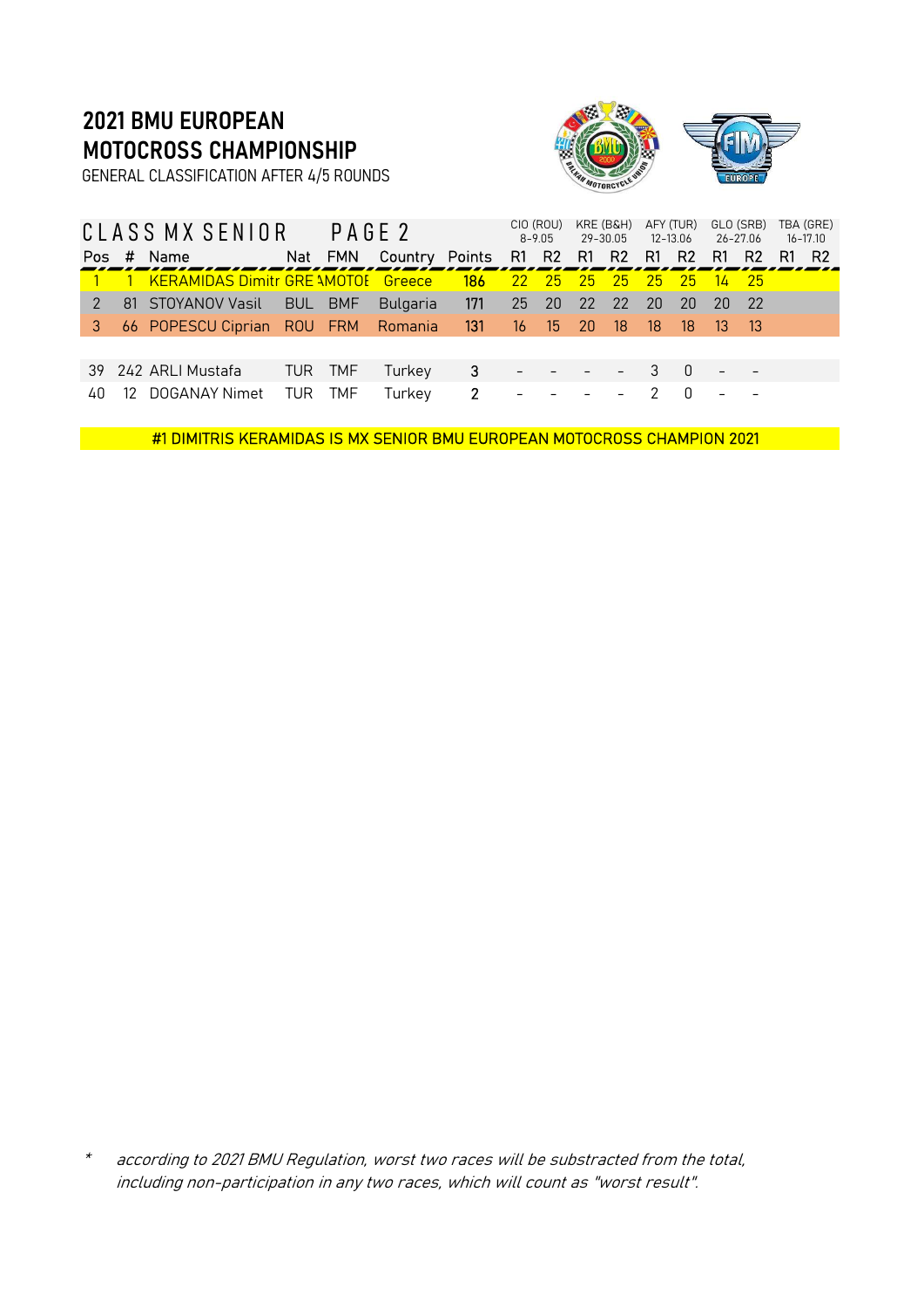## 2021 BMU EUROPEAN MOTOCROSS CHAMPIONSHIP

GENERAL CLASSIFICATION AFTER 4/5 ROUNDS

| CLASS MX SENIOR | | PAGE 2 | | | | | CIO (ROU) 8-9.05 | | KRE (B&H) 29-30.05 | | AFY (TUR) 12-13.06 | | GLO (SRB) 26-27.06 | | TBA (GRE) 16-17.10 | |
|---|---|---|---|---|---|---|---|---|---|---|---|---|---|---|---|---|
| Pos | # | Name | Nat | FMN | Country | Points | R1 | R2 | R1 | R2 | R1 | R2 | R1 | R2 | R1 | R2 |
| 1 | 1 | KERAMIDAS Dimitr | GRE | AMOTOE | Greece | 186 | 22 | 25 | 25 | 25 | 25 | 25 | 14 | 25 | | |
| 2 | 81 | STOYANOV Vasil | BUL | BMF | Bulgaria | 171 | 25 | 20 | 22 | 22 | 20 | 20 | 20 | 22 | | |
| 3 | 66 | POPESCU Ciprian | ROU | FRM | Romania | 131 | 16 | 15 | 20 | 18 | 18 | 18 | 13 | 13 | | |
| 39 | 242 | ARLI Mustafa | TUR | TMF | Turkey | 3 | - | - | - | - | 3 | 0 | - | - | | |
| 40 | 12 | DOGANAY Nimet | TUR | TMF | Turkey | 2 | - | - | - | - | 2 | 0 | - | - | | |

#1 DIMITRIS KERAMIDAS IS MX SENIOR BMU EUROPEAN MOTOCROSS CHAMPION 2021

* *according to 2021 BMU Regulation, worst two races will be substracted from the total, including non-participation in any two races, which will count as "worst result".*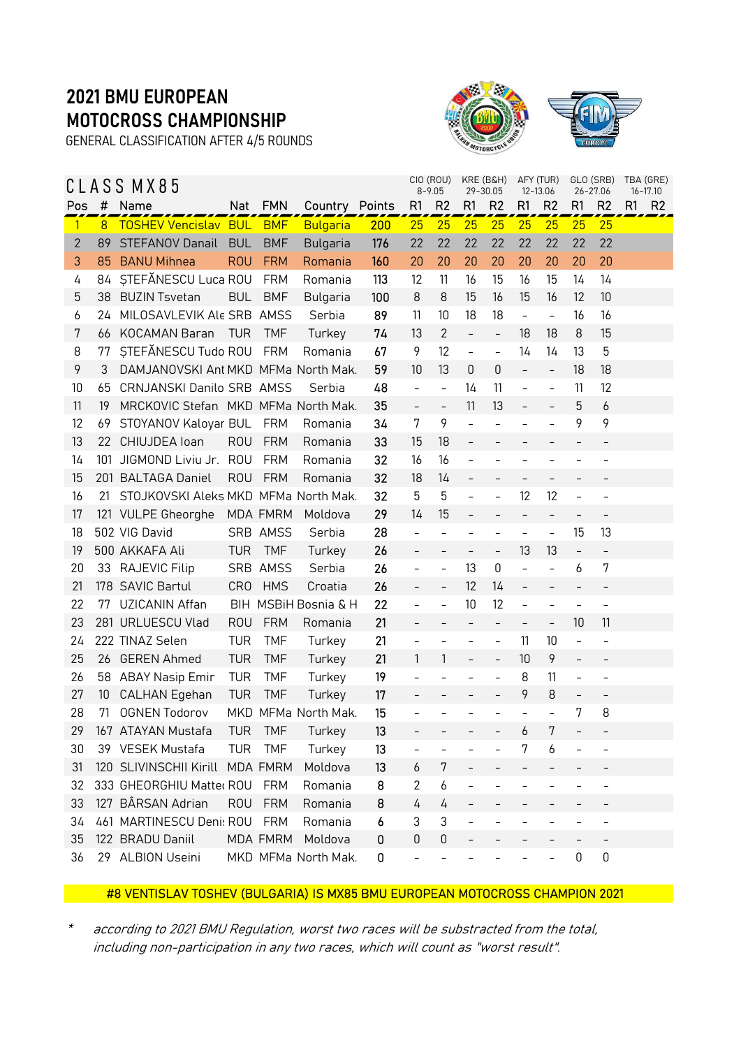# 2021 BMU EUROPEAN MOTOCROSS CHAMPIONSHIP

GENERAL CLASSIFICATION AFTER 4/5 ROUNDS

## CLASS MX85

| | | | | | | | CIO (ROU) 8-9.05 | | KRE (B&H) 29-30.05 | | AFY (TUR) 12-13.06 | | GLO (SRB) 26-27.06 | | TBA (GRE) 16-17.10 | |
|---|---|---|---|---|---|---|---|---|---|---|---|---|---|---|---|---|
| Pos | # | Name | Nat | FMN | Country | Points | R1 | R2 | R1 | R2 | R1 | R2 | R1 | R2 | R1 | R2 |
| 1 | 8 | TOSHEV Vencislav | BUL | BMF | Bulgaria | 200 | 25 | 25 | 25 | 25 | 25 | 25 | 25 | 25 | | |
| 2 | 89 | STEFANOV Danail | BUL | BMF | Bulgaria | 176 | 22 | 22 | 22 | 22 | 22 | 22 | 22 | 22 | | |
| 3 | 85 | BANU Mihnea | ROU | FRM | Romania | 160 | 20 | 20 | 20 | 20 | 20 | 20 | 20 | 20 | | |
| 4 | 84 | ȘTEFĂNESCU Luca | ROU | FRM | Romania | 113 | 12 | 11 | 16 | 15 | 16 | 15 | 14 | 14 | | |
| 5 | 38 | BUZIN Tsvetan | BUL | BMF | Bulgaria | 100 | 8 | 8 | 15 | 16 | 15 | 16 | 12 | 10 | | |
| 6 | 24 | MILOSAVLEVIK Ale | SRB | AMSS | Serbia | 89 | 11 | 10 | 18 | 18 | - | - | 16 | 16 | | |
| 7 | 66 | KOCAMAN Baran | TUR | TMF | Turkey | 74 | 13 | 2 | - | - | 18 | 18 | 8 | 15 | | |
| 8 | 77 | ȘTEFĂNESCU Tudo | ROU | FRM | Romania | 67 | 9 | 12 | - | - | 14 | 14 | 13 | 5 | | |
| 9 | 3 | DAMJANOVSKI Ant | MKD | MFMa | North Mak. | 59 | 10 | 13 | 0 | 0 | - | - | 18 | 18 | | |
| 10 | 65 | CRNJANSKI Danilo | SRB | AMSS | Serbia | 48 | - | - | 14 | 11 | - | - | 11 | 12 | | |
| 11 | 19 | MRCKOVIC Stefan | MKD | MFMa | North Mak. | 35 | - | - | 11 | 13 | - | - | 5 | 6 | | |
| 12 | 69 | STOYANOV Kaloyar | BUL | FRM | Romania | 34 | 7 | 9 | - | - | - | - | 9 | 9 | | |
| 13 | 22 | CHIUJDEA Ioan | ROU | FRM | Romania | 33 | 15 | 18 | - | - | - | - | - | - | | |
| 14 | 101 | JIGMOND Liviu Jr. | ROU | FRM | Romania | 32 | 16 | 16 | - | - | - | - | - | - | | |
| 15 | 201 | BALTAGA Daniel | ROU | FRM | Romania | 32 | 18 | 14 | - | - | - | - | - | - | | |
| 16 | 21 | STOJKOVSKI Aleks | MKD | MFMa | North Mak. | 32 | 5 | 5 | - | - | 12 | 12 | - | - | | |
| 17 | 121 | VULPE Gheorghe | MDA | FMRM | Moldova | 29 | 14 | 15 | - | - | - | - | - | - | | |
| 18 | 502 | VIG David | SRB | AMSS | Serbia | 28 | - | - | - | - | - | - | 15 | 13 | | |
| 19 | 500 | AKKAFA Ali | TUR | TMF | Turkey | 26 | - | - | - | - | 13 | 13 | - | - | | |
| 20 | 33 | RAJEVIC Filip | SRB | AMSS | Serbia | 26 | - | - | 13 | 0 | - | - | 6 | 7 | | |
| 21 | 178 | SAVIC Bartul | CRO | HMS | Croatia | 26 | - | - | 12 | 14 | - | - | - | - | | |
| 22 | 77 | UZICANIN Affan | BIH | MSBiH | Bosnia & H | 22 | - | - | 10 | 12 | - | - | - | - | | |
| 23 | 281 | URLUESCU Vlad | ROU | FRM | Romania | 21 | - | - | - | - | - | - | 10 | 11 | | |
| 24 | 222 | TINAZ Selen | TUR | TMF | Turkey | 21 | - | - | - | - | 11 | 10 | - | - | | |
| 25 | 26 | GEREN Ahmed | TUR | TMF | Turkey | 21 | 1 | 1 | - | - | 10 | 9 | - | - | | |
| 26 | 58 | ABAY Nasip Emir | TUR | TMF | Turkey | 19 | - | - | - | - | 8 | 11 | - | - | | |
| 27 | 10 | CALHAN Egehan | TUR | TMF | Turkey | 17 | - | - | - | - | 9 | 8 | - | - | | |
| 28 | 71 | OGNEN Todorov | MKD | MFMa | North Mak. | 15 | - | - | - | - | - | - | 7 | 8 | | |
| 29 | 167 | ATAYAN Mustafa | TUR | TMF | Turkey | 13 | - | - | - | - | 6 | 7 | - | - | | |
| 30 | 39 | VESEK Mustafa | TUR | TMF | Turkey | 13 | - | - | - | - | 7 | 6 | - | - | | |
| 31 | 120 | SLIVINSCHII Kirill | MDA | FMRM | Moldova | 13 | 6 | 7 | - | - | - | - | - | - | | |
| 32 | 333 | GHEORGHIU Matte | ROU | FRM | Romania | 8 | 2 | 6 | - | - | - | - | - | - | | |
| 33 | 127 | BÂRSAN Adrian | ROU | FRM | Romania | 8 | 4 | 4 | - | - | - | - | - | - | | |
| 34 | 461 | MARTINESCU Deni | ROU | FRM | Romania | 6 | 3 | 3 | - | - | - | - | - | - | | |
| 35 | 122 | BRADU Daniil | MDA | FMRM | Moldova | 0 | 0 | 0 | - | - | - | - | - | - | | |
| 36 | 29 | ALBION Useini | MKD | MFMa | North Mak. | 0 | - | - | - | - | - | - | 0 | 0 | | |

**#8 VENTISLAV TOSHEV (BULGARIA) IS MX85 BMU EUROPEAN MOTOCROSS CHAMPION 2021**

\* *according to 2021 BMU Regulation, worst two races will be substracted from the total, including non-participation in any two races, which will count as "worst result".*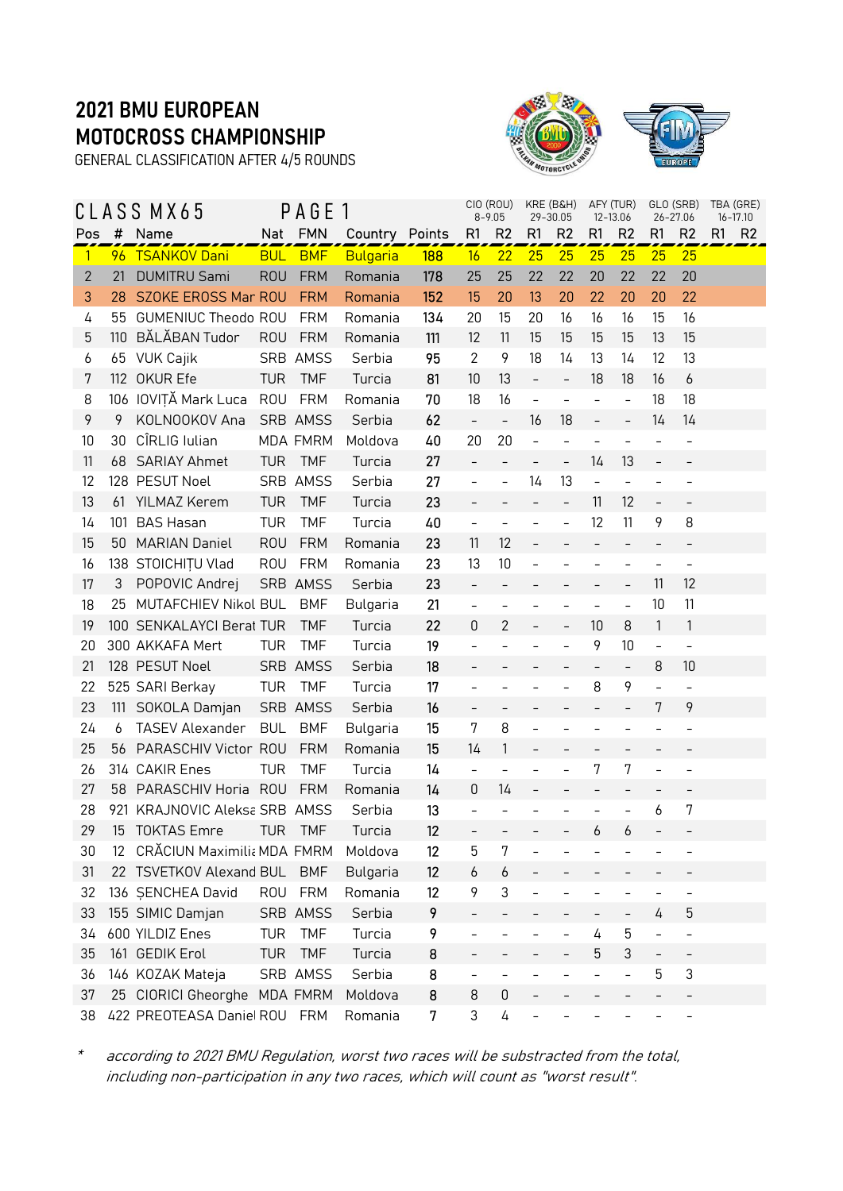# 2021 BMU EUROPEAN MOTOCROSS CHAMPIONSHIP

GENERAL CLASSIFICATION AFTER 4/5 ROUNDS

## CLASS MX65 PAGE 1

| Pos | # | Name | Nat | FMN | Country | Points | CIO (ROU) 8-9.05 | | KRE (B&H) 29-30.05 | | AFY (TUR) 12-13.06 | | GLO (SRB) 26-27.06 | | TBA (GRE) 16-17.10 | |
|---|---|---|---|---|---|---|---|---|---|---|---|---|---|---|---|---|
| | | | | | | | R1 | R2 | R1 | R2 | R1 | R2 | R1 | R2 | R1 | R2 |
| 1 | 96 | TSANKOV Dani | BUL | BMF | Bulgaria | 188 | 16 | 22 | 25 | 25 | 25 | 25 | 25 | 25 | | |
| 2 | 21 | DUMITRU Sami | ROU | FRM | Romania | 178 | 25 | 25 | 22 | 22 | 20 | 22 | 22 | 20 | | |
| 3 | 28 | SZOKE EROSS Mar | ROU | FRM | Romania | 152 | 15 | 20 | 13 | 20 | 22 | 20 | 20 | 22 | | |
| 4 | 55 | GUMENIUC Theodo | ROU | FRM | Romania | 134 | 20 | 15 | 20 | 16 | 16 | 16 | 15 | 16 | | |
| 5 | 110 | BĂLĂBAN Tudor | ROU | FRM | Romania | 111 | 12 | 11 | 15 | 15 | 15 | 15 | 13 | 15 | | |
| 6 | 65 | VUK Cajik | SRB | AMSS | Serbia | 95 | 2 | 9 | 18 | 14 | 13 | 14 | 12 | 13 | | |
| 7 | 112 | OKUR Efe | TUR | TMF | Turcia | 81 | 10 | 13 | - | - | 18 | 18 | 16 | 6 | | |
| 8 | 106 | IOVIȚĂ Mark Luca | ROU | FRM | Romania | 70 | 18 | 16 | - | - | - | - | 18 | 18 | | |
| 9 | 9 | KOLNOOKOV Ana | SRB | AMSS | Serbia | 62 | - | - | 16 | 18 | - | - | 14 | 14 | | |
| 10 | 30 | CÎRLIG Iulian | MDA | FMRM | Moldova | 40 | 20 | 20 | - | - | - | - | - | - | | |
| 11 | 68 | SARIAY Ahmet | TUR | TMF | Turcia | 27 | - | - | - | - | 14 | 13 | - | - | | |
| 12 | 128 | PESUT Noel | SRB | AMSS | Serbia | 27 | - | - | 14 | 13 | - | - | - | - | | |
| 13 | 61 | YILMAZ Kerem | TUR | TMF | Turcia | 23 | - | - | - | - | 11 | 12 | - | - | | |
| 14 | 101 | BAS Hasan | TUR | TMF | Turcia | 40 | - | - | - | - | 12 | 11 | 9 | 8 | | |
| 15 | 50 | MARIAN Daniel | ROU | FRM | Romania | 23 | 11 | 12 | - | - | - | - | - | - | | |
| 16 | 138 | STOICHIȚU Vlad | ROU | FRM | Romania | 23 | 13 | 10 | - | - | - | - | - | - | | |
| 17 | 3 | POPOVIC Andrej | SRB | AMSS | Serbia | 23 | - | - | - | - | - | - | 11 | 12 | | |
| 18 | 25 | MUTAFCHIEV Nikol | BUL | BMF | Bulgaria | 21 | - | - | - | - | - | - | 10 | 11 | | |
| 19 | 100 | SENKALAYCI Berat | TUR | TMF | Turcia | 22 | 0 | 2 | - | - | 10 | 8 | 1 | 1 | | |
| 20 | 300 | AKKAFA Mert | TUR | TMF | Turcia | 19 | - | - | - | - | 9 | 10 | - | - | | |
| 21 | 128 | PESUT Noel | SRB | AMSS | Serbia | 18 | - | - | - | - | - | - | 8 | 10 | | |
| 22 | 525 | SARI Berkay | TUR | TMF | Turcia | 17 | - | - | - | - | 8 | 9 | - | - | | |
| 23 | 111 | SOKOLA Damjan | SRB | AMSS | Serbia | 16 | - | - | - | - | - | - | 7 | 9 | | |
| 24 | 6 | TASEV Alexander | BUL | BMF | Bulgaria | 15 | 7 | 8 | - | - | - | - | - | - | | |
| 25 | 56 | PARASCHIV Victor | ROU | FRM | Romania | 15 | 14 | 1 | - | - | - | - | - | - | | |
| 26 | 314 | CAKIR Enes | TUR | TMF | Turcia | 14 | - | - | - | - | 7 | 7 | - | - | | |
| 27 | 58 | PARASCHIV Horia | ROU | FRM | Romania | 14 | 0 | 14 | - | - | - | - | - | - | | |
| 28 | 921 | KRAJNOVIC Aleksa | SRB | AMSS | Serbia | 13 | - | - | - | - | - | - | 6 | 7 | | |
| 29 | 15 | TOKTAS Emre | TUR | TMF | Turcia | 12 | - | - | - | - | 6 | 6 | - | - | | |
| 30 | 12 | CRĂCIUN Maximilia | MDA | FMRM | Moldova | 12 | 5 | 7 | - | - | - | - | - | - | | |
| 31 | 22 | TSVETKOV Alexand | BUL | BMF | Bulgaria | 12 | 6 | 6 | - | - | - | - | - | - | | |
| 32 | 136 | ȘENCHEA David | ROU | FRM | Romania | 12 | 9 | 3 | - | - | - | - | - | - | | |
| 33 | 155 | SIMIC Damjan | SRB | AMSS | Serbia | 9 | - | - | - | - | - | - | 4 | 5 | | |
| 34 | 600 | YILDIZ Enes | TUR | TMF | Turcia | 9 | - | - | - | - | 4 | 5 | - | - | | |
| 35 | 161 | GEDIK Erol | TUR | TMF | Turcia | 8 | - | - | - | - | 5 | 3 | - | - | | |
| 36 | 146 | KOZAK Mateja | SRB | AMSS | Serbia | 8 | - | - | - | - | - | - | 5 | 3 | | |
| 37 | 25 | CIORICI Gheorghe | MDA | FMRM | Moldova | 8 | 8 | 0 | - | - | - | - | - | - | | |
| 38 | 422 | PREOTEASA Daniel | ROU | FRM | Romania | 7 | 3 | 4 | - | - | - | - | - | - | | |

\* *according to 2021 BMU Regulation, worst two races will be substracted from the total, including non-participation in any two races, which will count as "worst result".*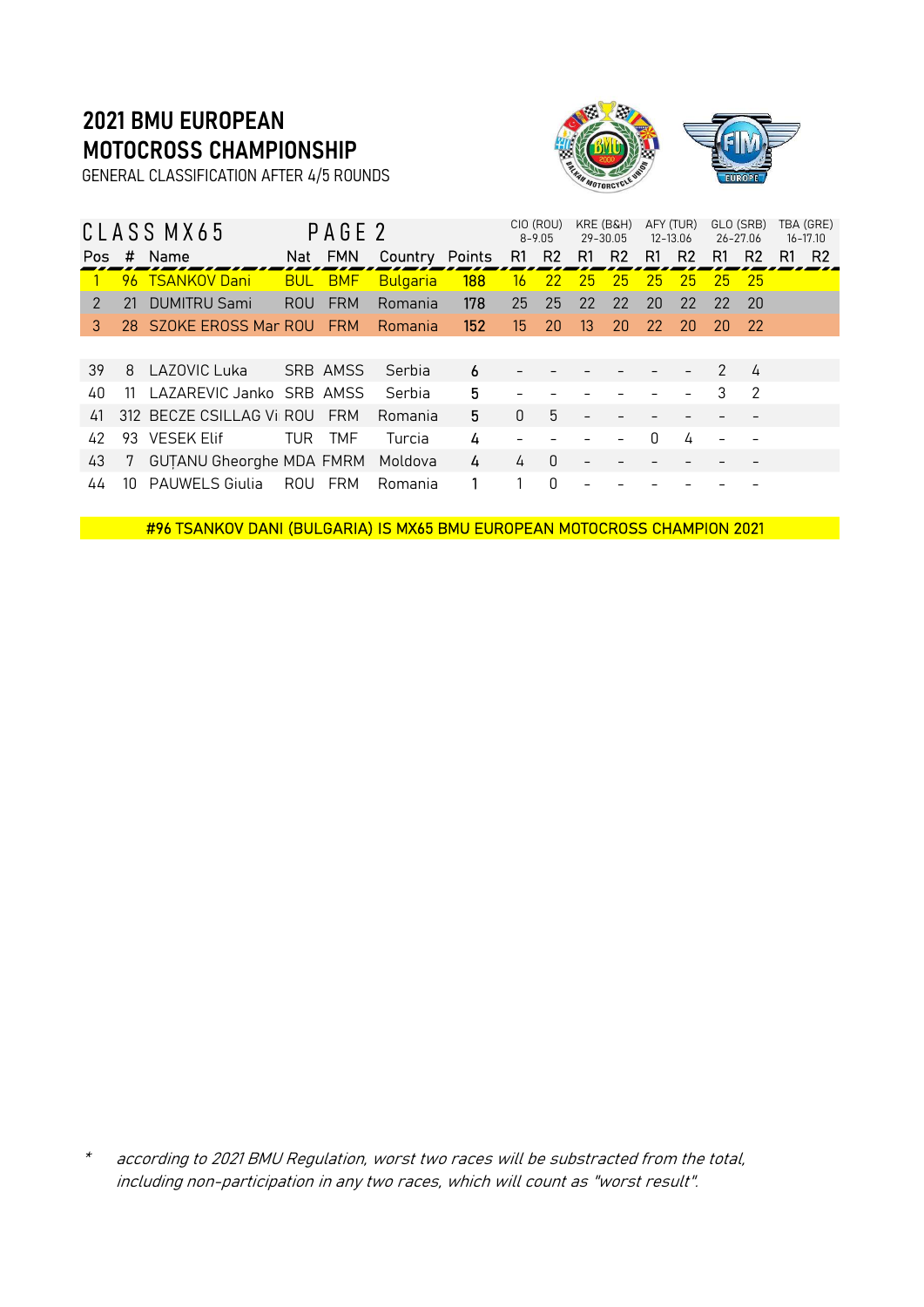# 2021 BMU EUROPEAN MOTOCROSS CHAMPIONSHIP

GENERAL CLASSIFICATION AFTER 4/5 ROUNDS

| CLASS MX65 | | | PAGE 2 | | | | CIO (ROU) 8-9.05 | | KRE (B&H) 29-30.05 | | AFY (TUR) 12-13.06 | | GLO (SRB) 26-27.06 | | TBA (GRE) 16-17.10 | |
|---|---|---|---|---|---|---|---|---|---|---|---|---|---|---|---|---|
| Pos | # | Name | Nat | FMN | Country | Points | R1 | R2 | R1 | R2 | R1 | R2 | R1 | R2 | R1 | R2 |
| 1 | 96 | TSANKOV Dani | BUL | BMF | Bulgaria | 188 | 16 | 22 | 25 | 25 | 25 | 25 | 25 | 25 | | |
| 2 | 21 | DUMITRU Sami | ROU | FRM | Romania | 178 | 25 | 25 | 22 | 22 | 20 | 22 | 22 | 20 | | |
| 3 | 28 | SZOKE EROSS Mar | ROU | FRM | Romania | 152 | 15 | 20 | 13 | 20 | 22 | 20 | 20 | 22 | | |
| 39 | 8 | LAZOVIC Luka | SRB | AMSS | Serbia | 6 | - | - | - | - | - | - | 2 | 4 | | |
| 40 | 11 | LAZAREVIC Janko | SRB | AMSS | Serbia | 5 | - | - | - | - | - | - | 3 | 2 | | |
| 41 | 312 | BECZE CSILLAG Vi | ROU | FRM | Romania | 5 | 0 | 5 | - | - | - | - | - | - | | |
| 42 | 93 | VESEK Elif | TUR | TMF | Turcia | 4 | - | - | - | - | 0 | 4 | - | - | | |
| 43 | 7 | GUȚANU Gheorghe | MDA | FMRM | Moldova | 4 | 4 | 0 | - | - | - | - | - | - | | |
| 44 | 10 | PAUWELS Giulia | ROU | FRM | Romania | 1 | 1 | 0 | - | - | - | - | - | - | | |

#96 TSANKOV DANI (BULGARIA) IS MX65 BMU EUROPEAN MOTOCROSS CHAMPION 2021

\* *according to 2021 BMU Regulation, worst two races will be substracted from the total, including non-participation in any two races, which will count as "worst result".*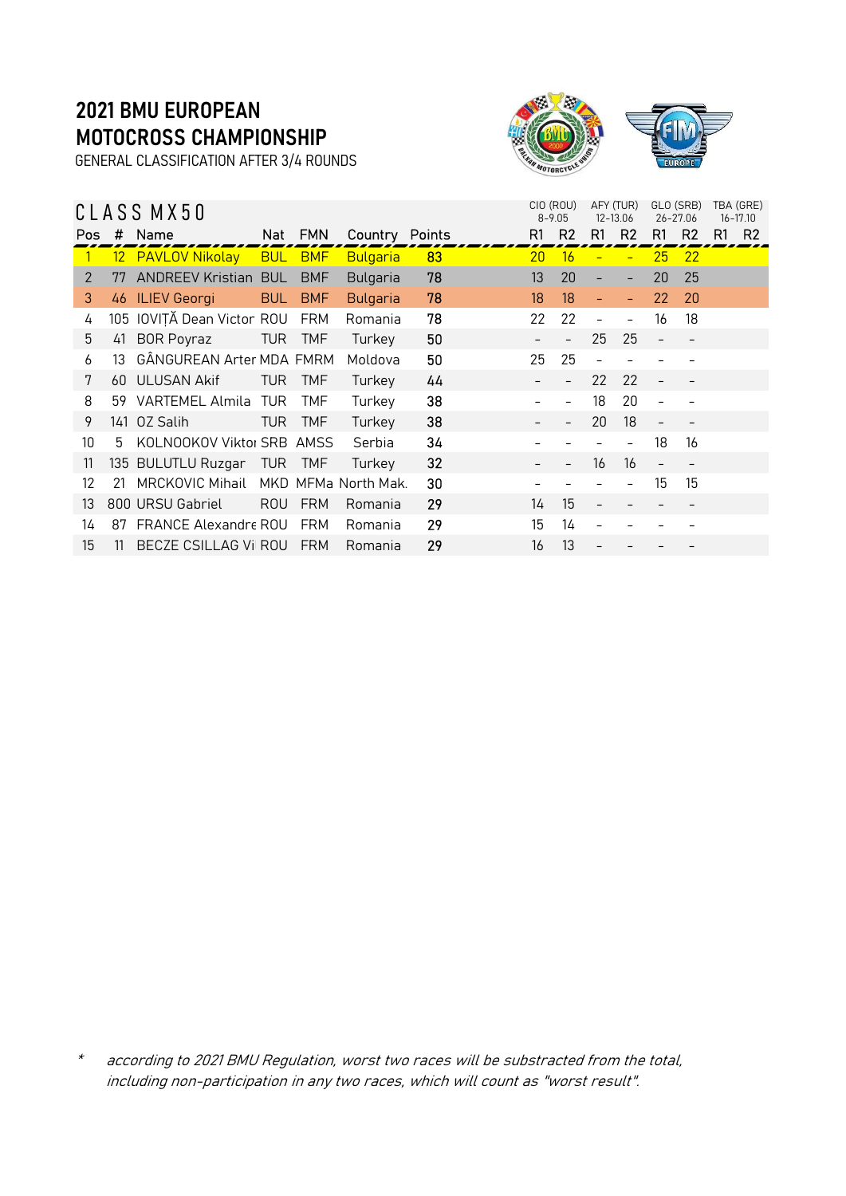# 2021 BMU EUROPEAN MOTOCROSS CHAMPIONSHIP

GENERAL CLASSIFICATION AFTER 3/4 ROUNDS

## CLASS MX50

| | | | | | | | CIO (ROU) 8-9.05 | | AFY (TUR) 12-13.06 | | GLO (SRB) 26-27.06 | | TBA (GRE) 16-17.10 | |
|---|---|---|---|---|---|---|---|---|---|---|---|---|---|---|
| Pos | # | Name | Nat | FMN | Country | Points | R1 | R2 | R1 | R2 | R1 | R2 | R1 | R2 |
| 1 | 12 | PAVLOV Nikolay | BUL | BMF | Bulgaria | 83 | 20 | 16 | - | - | 25 | 22 | | |
| 2 | 77 | ANDREEV Kristian | BUL | BMF | Bulgaria | 78 | 13 | 20 | - | - | 20 | 25 | | |
| 3 | 46 | ILIEV Georgi | BUL | BMF | Bulgaria | 78 | 18 | 18 | - | - | 22 | 20 | | |
| 4 | 105 | IOVIȚĂ Dean Victor | ROU | FRM | Romania | 78 | 22 | 22 | - | - | 16 | 18 | | |
| 5 | 41 | BOR Poyraz | TUR | TMF | Turkey | 50 | - | - | 25 | 25 | - | - | | |
| 6 | 13 | GÂNGUREAN Arter | MDA | FMRM | Moldova | 50 | 25 | 25 | - | - | - | - | | |
| 7 | 60 | ULUSAN Akif | TUR | TMF | Turkey | 44 | - | - | 22 | 22 | - | - | | |
| 8 | 59 | VARTEMEL Almila | TUR | TMF | Turkey | 38 | - | - | 18 | 20 | - | - | | |
| 9 | 141 | OZ Salih | TUR | TMF | Turkey | 38 | - | - | 20 | 18 | - | - | | |
| 10 | 5 | KOLNOOKOV Viktor | SRB | AMSS | Serbia | 34 | - | - | - | - | 18 | 16 | | |
| 11 | 135 | BULUTLU Ruzgar | TUR | TMF | Turkey | 32 | - | - | 16 | 16 | - | - | | |
| 12 | 21 | MRCKOVIC Mihail | MKD | MFMa | North Mak. | 30 | - | - | - | - | 15 | 15 | | |
| 13 | 800 | URSU Gabriel | ROU | FRM | Romania | 29 | 14 | 15 | - | - | - | - | | |
| 14 | 87 | FRANCE Alexandre | ROU | FRM | Romania | 29 | 15 | 14 | - | - | - | - | | |
| 15 | 11 | BECZE CSILLAG Vi | ROU | FRM | Romania | 29 | 16 | 13 | - | - | - | - | | |

\* *according to 2021 BMU Regulation, worst two races will be substracted from the total, including non-participation in any two races, which will count as "worst result".*